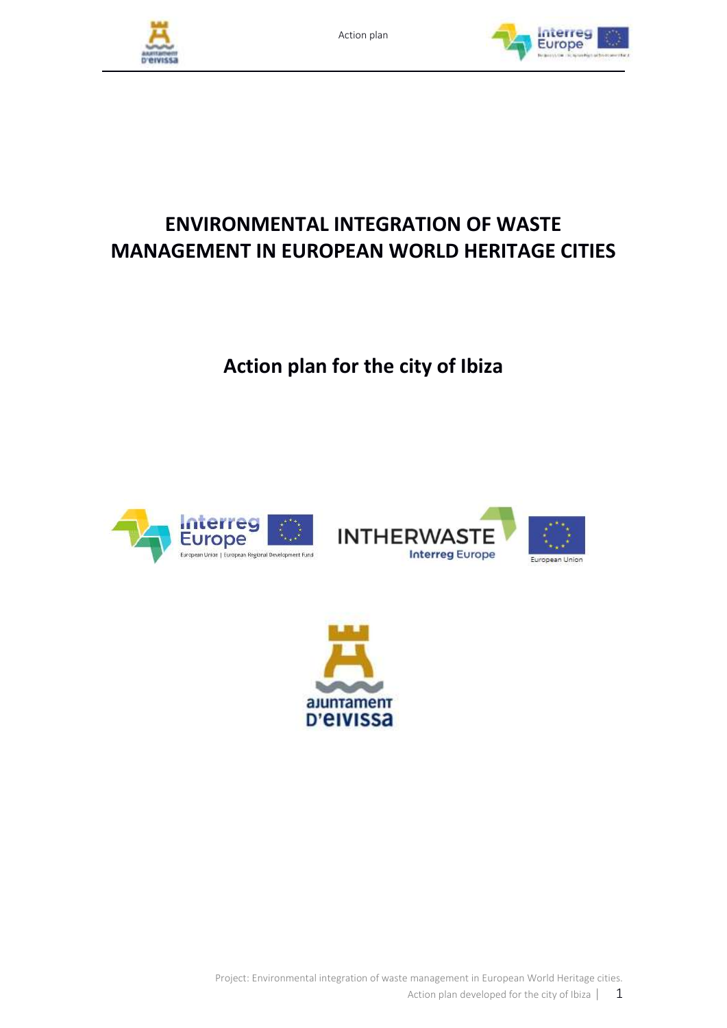# ENVIRONMENTAL INTEGRATION OF WASTE MANAGEMENT IN EUROPEAN WORLD HERITAGE CITIES

## Action plan for the city of Ibiza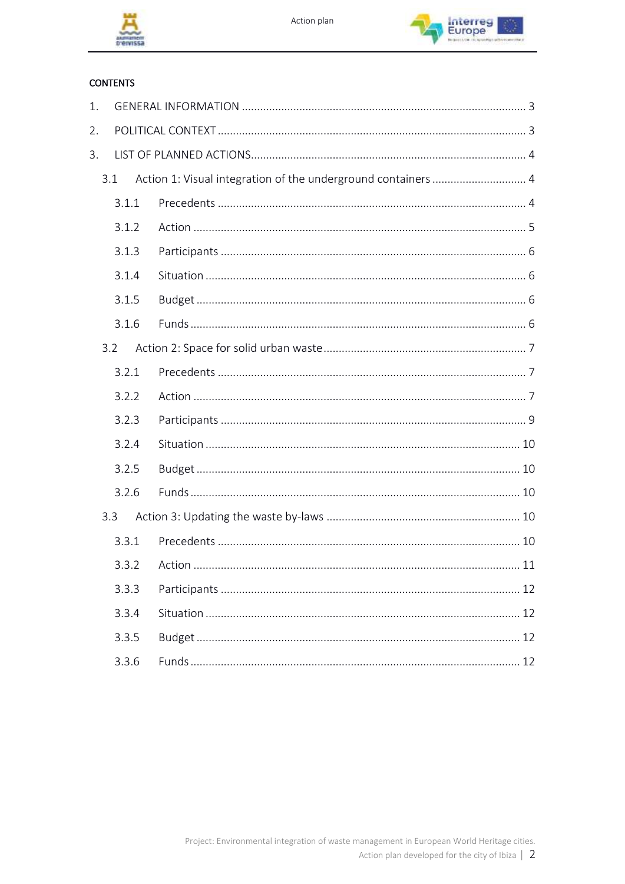CONTENTS

1. GENERAL INFORMATION ........ 3
2. POLITICAL CONTEXT ........ 3
3. LIST OF PLANNED ACTIONS ........ 4
   - 3.1 Action 1: Visual integration of the underground containers ........ 4
     - 3.1.1 Precedents ........ 4
     - 3.1.2 Action ........ 5
     - 3.1.3 Participants ........ 6
     - 3.1.4 Situation ........ 6
     - 3.1.5 Budget ........ 6
     - 3.1.6 Funds ........ 6
   - 3.2 Action 2: Space for solid urban waste ........ 7
     - 3.2.1 Precedents ........ 7
     - 3.2.2 Action ........ 7
     - 3.2.3 Participants ........ 9
     - 3.2.4 Situation ........ 10
     - 3.2.5 Budget ........ 10
     - 3.2.6 Funds ........ 10
   - 3.3 Action 3: Updating the waste by-laws ........ 10
     - 3.3.1 Precedents ........ 10
     - 3.3.2 Action ........ 11
     - 3.3.3 Participants ........ 12
     - 3.3.4 Situation ........ 12
     - 3.3.5 Budget ........ 12
     - 3.3.6 Funds ........ 12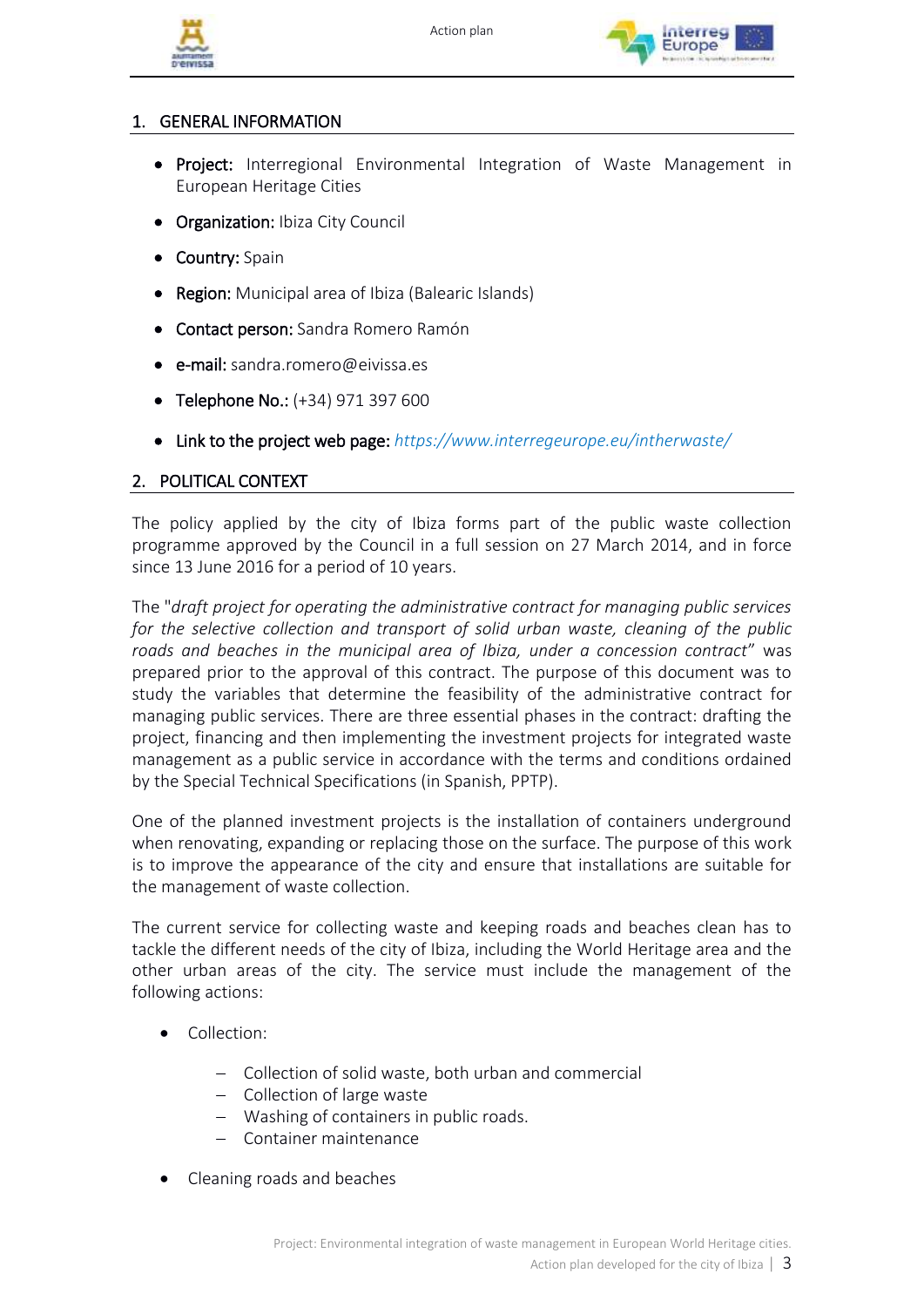## 1. GENERAL INFORMATION

- **Project:** Interregional Environmental Integration of Waste Management in European Heritage Cities
- **Organization:** Ibiza City Council
- **Country:** Spain
- **Region:** Municipal area of Ibiza (Balearic Islands)
- **Contact person:** Sandra Romero Ramón
- **e-mail:** sandra.romero@eivissa.es
- **Telephone No.:** (+34) 971 397 600
- **Link to the project web page:** *https://www.interregeurope.eu/intherwaste/*

## 2. POLITICAL CONTEXT

The policy applied by the city of Ibiza forms part of the public waste collection programme approved by the Council in a full session on 27 March 2014, and in force since 13 June 2016 for a period of 10 years.

The "*draft project for operating the administrative contract for managing public services for the selective collection and transport of solid urban waste, cleaning of the public roads and beaches in the municipal area of Ibiza, under a concession contract*" was prepared prior to the approval of this contract. The purpose of this document was to study the variables that determine the feasibility of the administrative contract for managing public services. There are three essential phases in the contract: drafting the project, financing and then implementing the investment projects for integrated waste management as a public service in accordance with the terms and conditions ordained by the Special Technical Specifications (in Spanish, PPTP).

One of the planned investment projects is the installation of containers underground when renovating, expanding or replacing those on the surface. The purpose of this work is to improve the appearance of the city and ensure that installations are suitable for the management of waste collection.

The current service for collecting waste and keeping roads and beaches clean has to tackle the different needs of the city of Ibiza, including the World Heritage area and the other urban areas of the city. The service must include the management of the following actions:

- Collection:
  - Collection of solid waste, both urban and commercial
  - Collection of large waste
  - Washing of containers in public roads.
  - Container maintenance
- Cleaning roads and beaches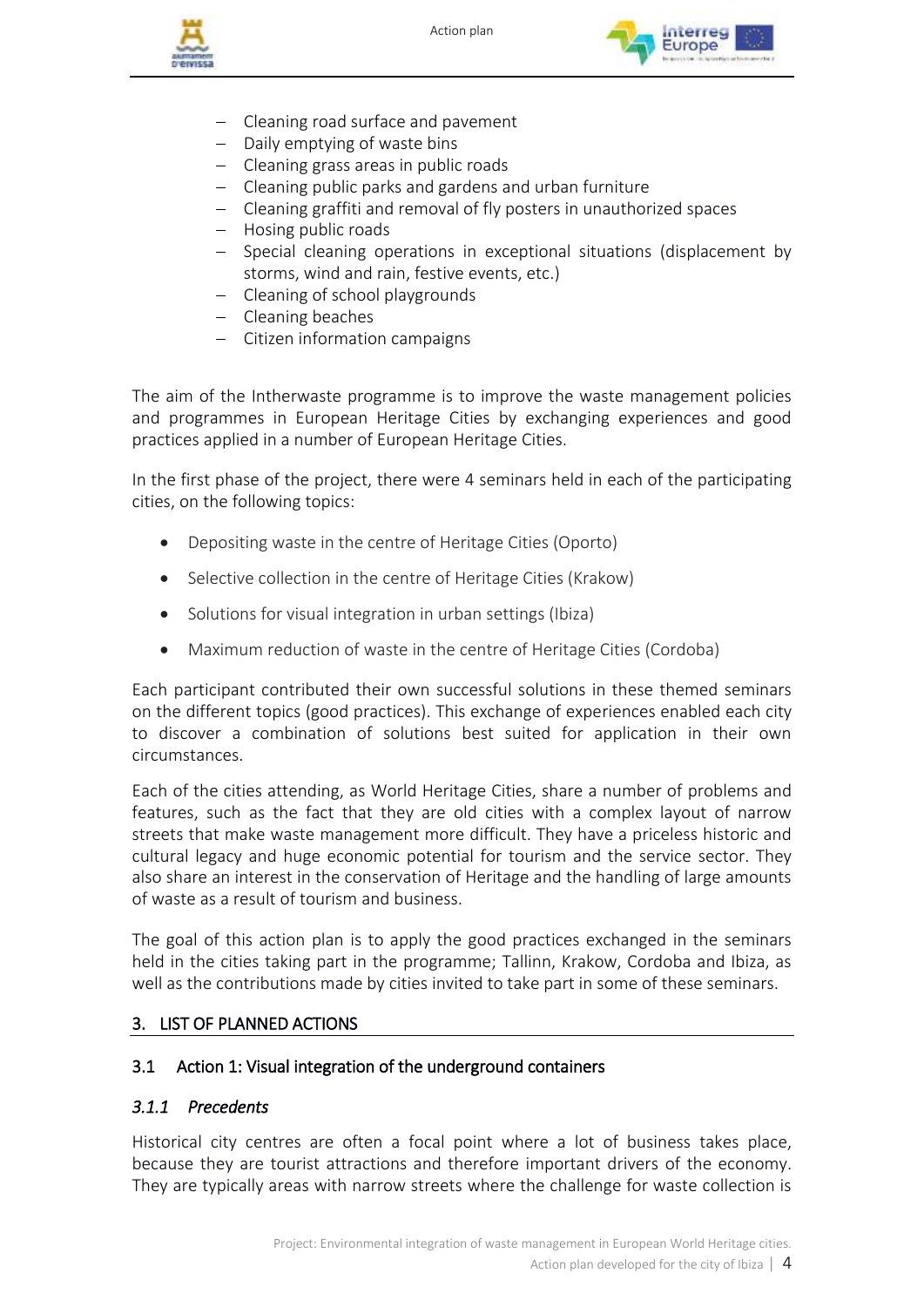- Cleaning road surface and pavement
- Daily emptying of waste bins
- Cleaning grass areas in public roads
- Cleaning public parks and gardens and urban furniture
- Cleaning graffiti and removal of fly posters in unauthorized spaces
- Hosing public roads
- Special cleaning operations in exceptional situations (displacement by storms, wind and rain, festive events, etc.)
- Cleaning of school playgrounds
- Cleaning beaches
- Citizen information campaigns

The aim of the Intherwaste programme is to improve the waste management policies and programmes in European Heritage Cities by exchanging experiences and good practices applied in a number of European Heritage Cities.

In the first phase of the project, there were 4 seminars held in each of the participating cities, on the following topics:

- Depositing waste in the centre of Heritage Cities (Oporto)
- Selective collection in the centre of Heritage Cities (Krakow)
- Solutions for visual integration in urban settings (Ibiza)
- Maximum reduction of waste in the centre of Heritage Cities (Cordoba)

Each participant contributed their own successful solutions in these themed seminars on the different topics (good practices). This exchange of experiences enabled each city to discover a combination of solutions best suited for application in their own circumstances.

Each of the cities attending, as World Heritage Cities, share a number of problems and features, such as the fact that they are old cities with a complex layout of narrow streets that make waste management more difficult. They have a priceless historic and cultural legacy and huge economic potential for tourism and the service sector. They also share an interest in the conservation of Heritage and the handling of large amounts of waste as a result of tourism and business.

The goal of this action plan is to apply the good practices exchanged in the seminars held in the cities taking part in the programme; Tallinn, Krakow, Cordoba and Ibiza, as well as the contributions made by cities invited to take part in some of these seminars.

## 3. LIST OF PLANNED ACTIONS

### 3.1 Action 1: Visual integration of the underground containers

#### *3.1.1 Precedents*

Historical city centres are often a focal point where a lot of business takes place, because they are tourist attractions and therefore important drivers of the economy. They are typically areas with narrow streets where the challenge for waste collection is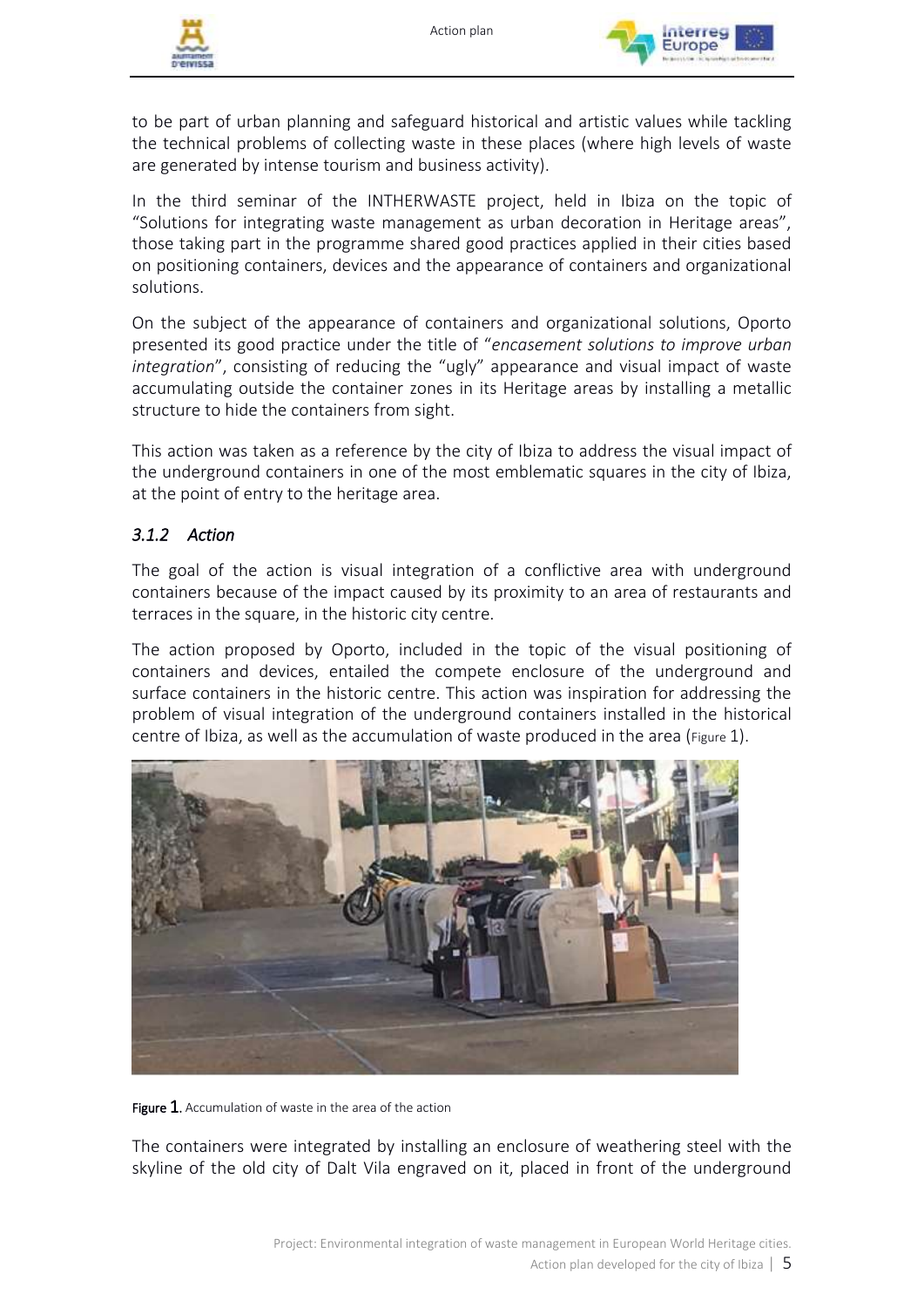to be part of urban planning and safeguard historical and artistic values while tackling the technical problems of collecting waste in these places (where high levels of waste are generated by intense tourism and business activity).

In the third seminar of the INTHERWASTE project, held in Ibiza on the topic of "Solutions for integrating waste management as urban decoration in Heritage areas", those taking part in the programme shared good practices applied in their cities based on positioning containers, devices and the appearance of containers and organizational solutions.

On the subject of the appearance of containers and organizational solutions, Oporto presented its good practice under the title of "*encasement solutions to improve urban integration*", consisting of reducing the "ugly" appearance and visual impact of waste accumulating outside the container zones in its Heritage areas by installing a metallic structure to hide the containers from sight.

This action was taken as a reference by the city of Ibiza to address the visual impact of the underground containers in one of the most emblematic squares in the city of Ibiza, at the point of entry to the heritage area.

### *3.1.2 Action*

The goal of the action is visual integration of a conflictive area with underground containers because of the impact caused by its proximity to an area of restaurants and terraces in the square, in the historic city centre.

The action proposed by Oporto, included in the topic of the visual positioning of containers and devices, entailed the compete enclosure of the underground and surface containers in the historic centre. This action was inspiration for addressing the problem of visual integration of the underground containers installed in the historical centre of Ibiza, as well as the accumulation of waste produced in the area (Figure 1).

**Figure 1**. Accumulation of waste in the area of the action

The containers were integrated by installing an enclosure of weathering steel with the skyline of the old city of Dalt Vila engraved on it, placed in front of the underground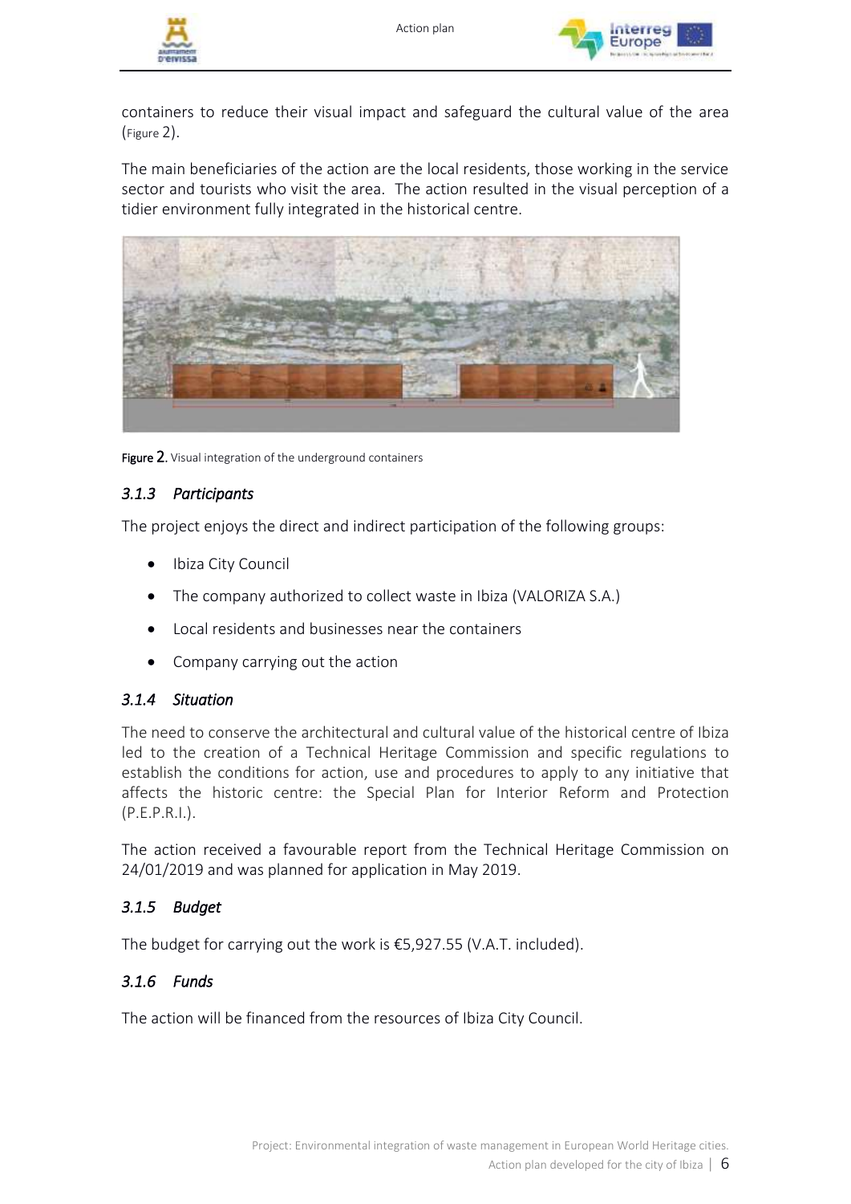containers to reduce their visual impact and safeguard the cultural value of the area (Figure 2).

The main beneficiaries of the action are the local residents, those working in the service sector and tourists who visit the area. The action resulted in the visual perception of a tidier environment fully integrated in the historical centre.

**Figure 2.** Visual integration of the underground containers

### *3.1.3 Participants*

The project enjoys the direct and indirect participation of the following groups:

- Ibiza City Council
- The company authorized to collect waste in Ibiza (VALORIZA S.A.)
- Local residents and businesses near the containers
- Company carrying out the action

### *3.1.4 Situation*

The need to conserve the architectural and cultural value of the historical centre of Ibiza led to the creation of a Technical Heritage Commission and specific regulations to establish the conditions for action, use and procedures to apply to any initiative that affects the historic centre: the Special Plan for Interior Reform and Protection (P.E.P.R.I.).

The action received a favourable report from the Technical Heritage Commission on 24/01/2019 and was planned for application in May 2019.

### *3.1.5 Budget*

The budget for carrying out the work is €5,927.55 (V.A.T. included).

### *3.1.6 Funds*

The action will be financed from the resources of Ibiza City Council.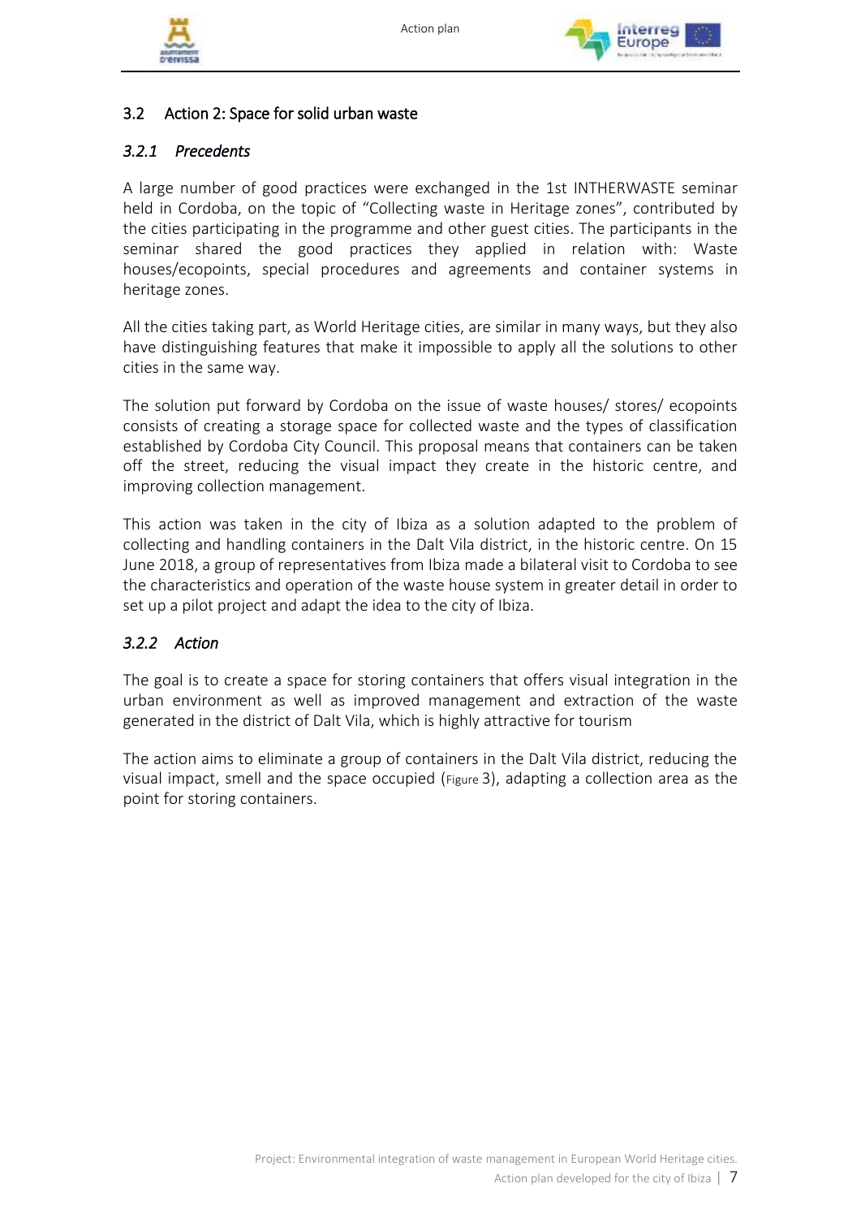## 3.2 Action 2: Space for solid urban waste

### *3.2.1 Precedents*

A large number of good practices were exchanged in the 1st INTHERWASTE seminar held in Cordoba, on the topic of “Collecting waste in Heritage zones”, contributed by the cities participating in the programme and other guest cities. The participants in the seminar shared the good practices they applied in relation with: Waste houses/ecopoints, special procedures and agreements and container systems in heritage zones.

All the cities taking part, as World Heritage cities, are similar in many ways, but they also have distinguishing features that make it impossible to apply all the solutions to other cities in the same way.

The solution put forward by Cordoba on the issue of waste houses/ stores/ ecopoints consists of creating a storage space for collected waste and the types of classification established by Cordoba City Council. This proposal means that containers can be taken off the street, reducing the visual impact they create in the historic centre, and improving collection management.

This action was taken in the city of Ibiza as a solution adapted to the problem of collecting and handling containers in the Dalt Vila district, in the historic centre. On 15 June 2018, a group of representatives from Ibiza made a bilateral visit to Cordoba to see the characteristics and operation of the waste house system in greater detail in order to set up a pilot project and adapt the idea to the city of Ibiza.

### *3.2.2 Action*

The goal is to create a space for storing containers that offers visual integration in the urban environment as well as improved management and extraction of the waste generated in the district of Dalt Vila, which is highly attractive for tourism

The action aims to eliminate a group of containers in the Dalt Vila district, reducing the visual impact, smell and the space occupied (Figure 3), adapting a collection area as the point for storing containers.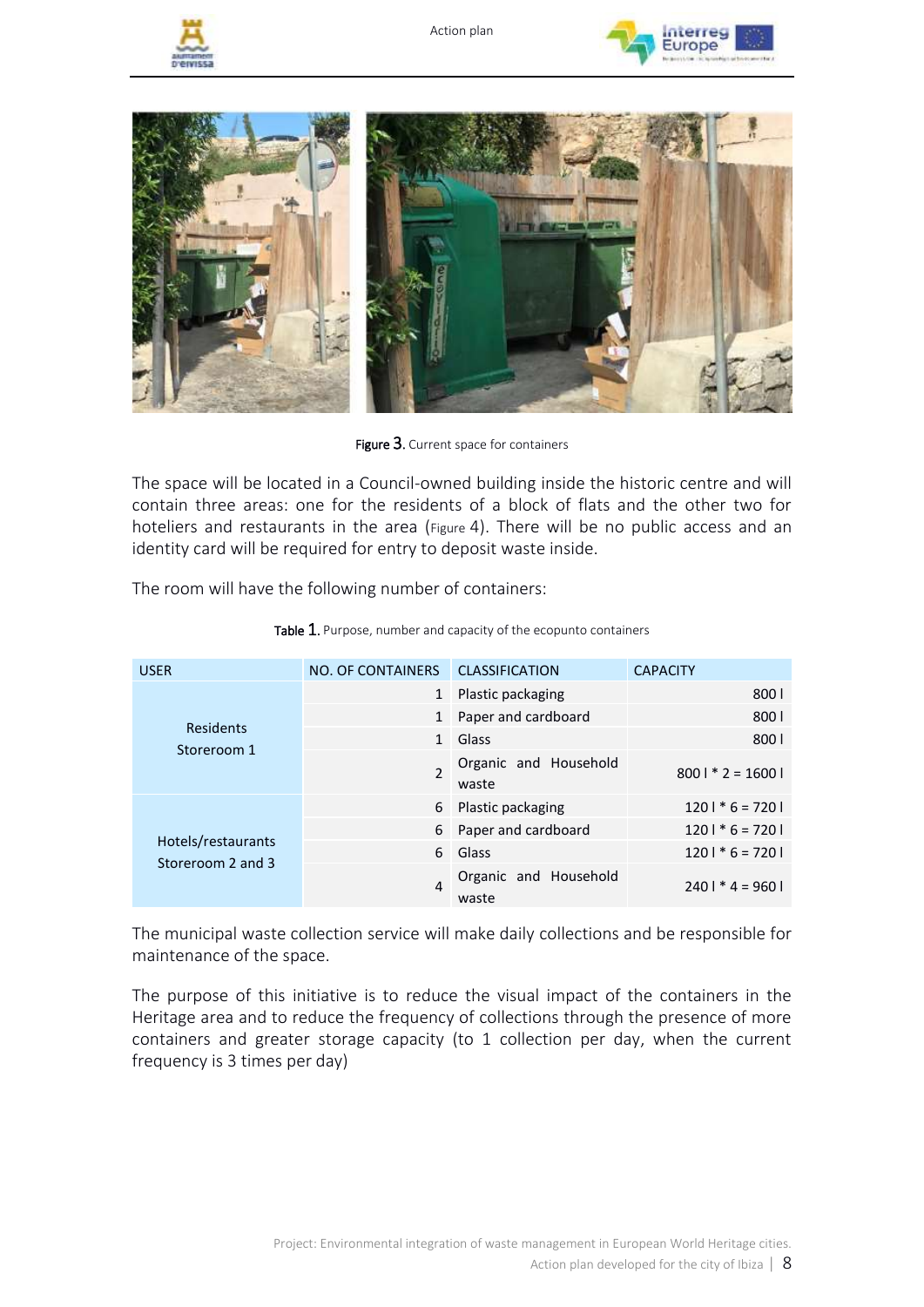Figure 3. Current space for containers

The space will be located in a Council-owned building inside the historic centre and will contain three areas: one for the residents of a block of flats and the other two for hoteliers and restaurants in the area (Figure 4). There will be no public access and an identity card will be required for entry to deposit waste inside.

The room will have the following number of containers:

Table 1. Purpose, number and capacity of the ecopunto containers

| USER | NO. OF CONTAINERS | CLASSIFICATION | CAPACITY |
|---|---|---|---|
| Residents Storeroom 1 | 1 | Plastic packaging | 800 l |
| | 1 | Paper and cardboard | 800 l |
| | 1 | Glass | 800 l |
| | 2 | Organic and Household waste | 800 l * 2 = 1600 l |
| Hotels/restaurants Storeroom 2 and 3 | 6 | Plastic packaging | 120 l * 6 = 720 l |
| | 6 | Paper and cardboard | 120 l * 6 = 720 l |
| | 6 | Glass | 120 l * 6 = 720 l |
| | 4 | Organic and Household waste | 240 l * 4 = 960 l |

The municipal waste collection service will make daily collections and be responsible for maintenance of the space.

The purpose of this initiative is to reduce the visual impact of the containers in the Heritage area and to reduce the frequency of collections through the presence of more containers and greater storage capacity (to 1 collection per day, when the current frequency is 3 times per day)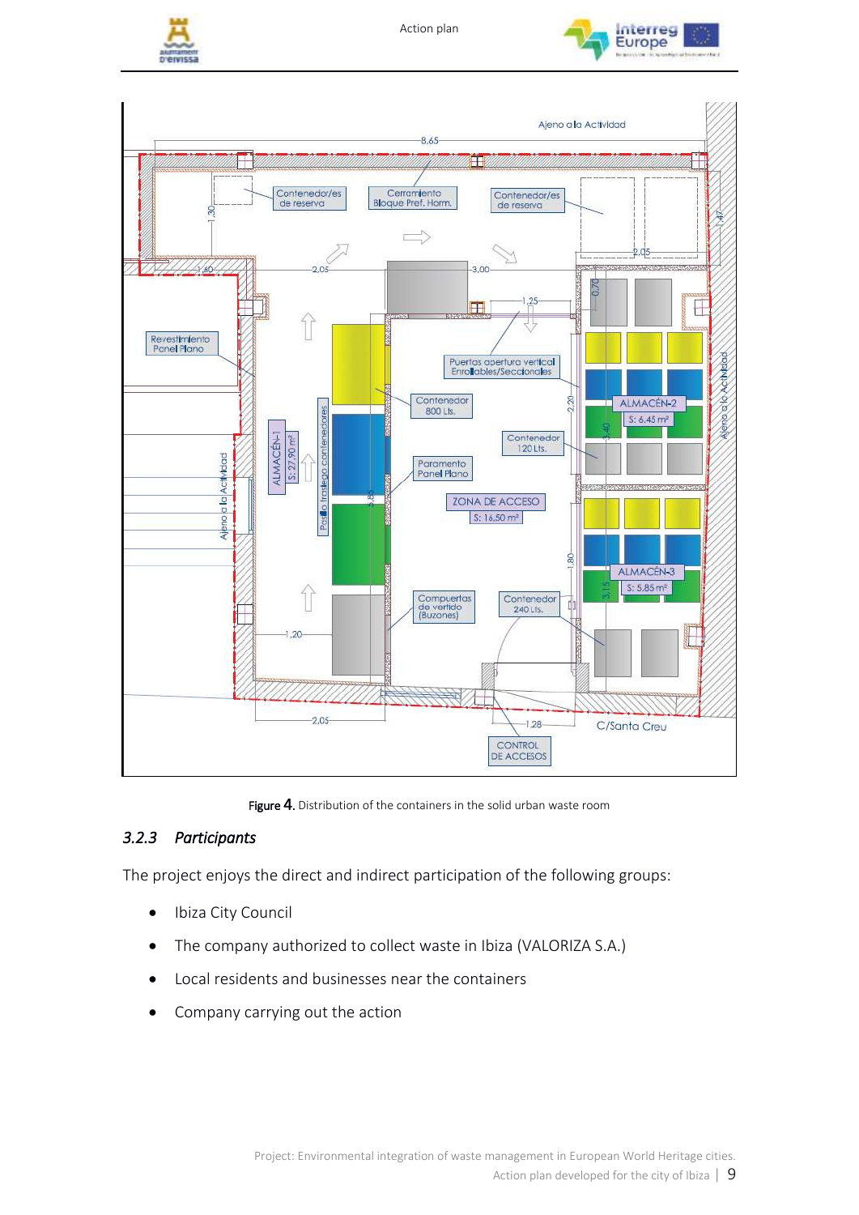Figure 4. Distribution of the containers in the solid urban waste room

### 3.2.3 Participants

The project enjoys the direct and indirect participation of the following groups:

- Ibiza City Council
- The company authorized to collect waste in Ibiza (VALORIZA S.A.)
- Local residents and businesses near the containers
- Company carrying out the action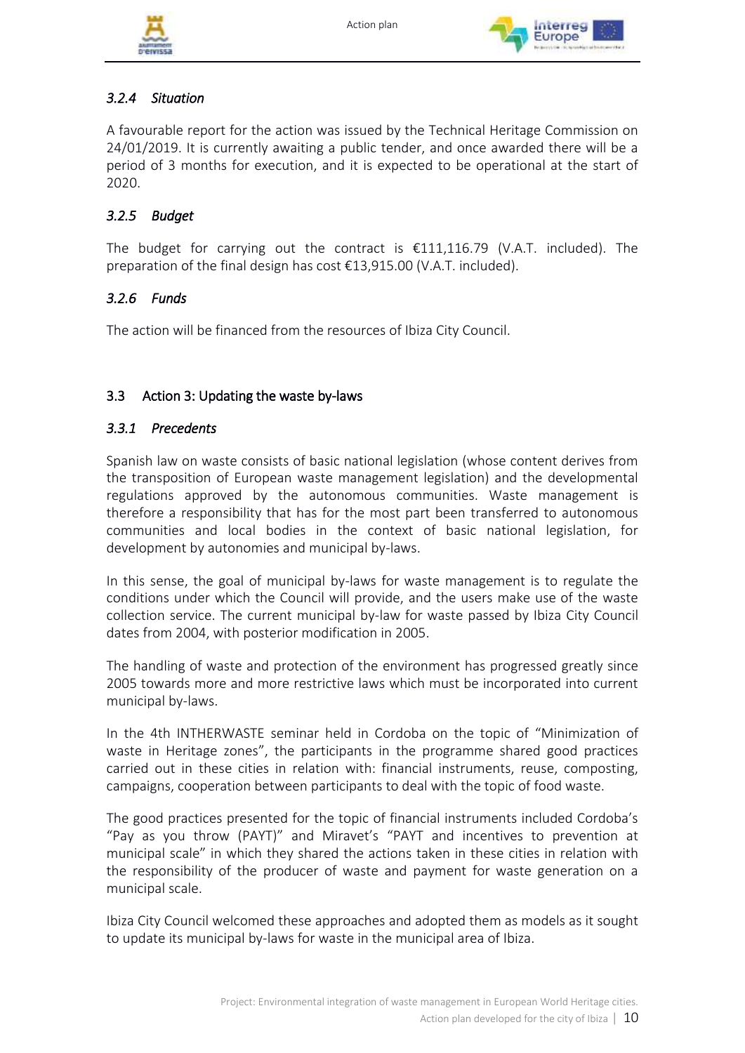#### *3.2.4 Situation*

A favourable report for the action was issued by the Technical Heritage Commission on 24/01/2019. It is currently awaiting a public tender, and once awarded there will be a period of 3 months for execution, and it is expected to be operational at the start of 2020.

#### *3.2.5 Budget*

The budget for carrying out the contract is €111,116.79 (V.A.T. included). The preparation of the final design has cost €13,915.00 (V.A.T. included).

#### *3.2.6 Funds*

The action will be financed from the resources of Ibiza City Council.

### 3.3 Action 3: Updating the waste by-laws

#### *3.3.1 Precedents*

Spanish law on waste consists of basic national legislation (whose content derives from the transposition of European waste management legislation) and the developmental regulations approved by the autonomous communities. Waste management is therefore a responsibility that has for the most part been transferred to autonomous communities and local bodies in the context of basic national legislation, for development by autonomies and municipal by-laws.

In this sense, the goal of municipal by-laws for waste management is to regulate the conditions under which the Council will provide, and the users make use of the waste collection service. The current municipal by-law for waste passed by Ibiza City Council dates from 2004, with posterior modification in 2005.

The handling of waste and protection of the environment has progressed greatly since 2005 towards more and more restrictive laws which must be incorporated into current municipal by-laws.

In the 4th INTHERWASTE seminar held in Cordoba on the topic of "Minimization of waste in Heritage zones", the participants in the programme shared good practices carried out in these cities in relation with: financial instruments, reuse, composting, campaigns, cooperation between participants to deal with the topic of food waste.

The good practices presented for the topic of financial instruments included Cordoba's "Pay as you throw (PAYT)" and Miravet's "PAYT and incentives to prevention at municipal scale" in which they shared the actions taken in these cities in relation with the responsibility of the producer of waste and payment for waste generation on a municipal scale.

Ibiza City Council welcomed these approaches and adopted them as models as it sought to update its municipal by-laws for waste in the municipal area of Ibiza.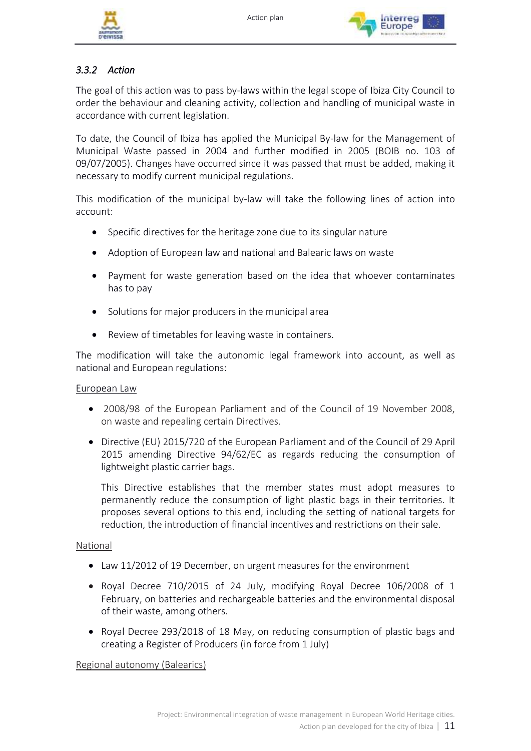### *3.3.2 Action*

The goal of this action was to pass by-laws within the legal scope of Ibiza City Council to order the behaviour and cleaning activity, collection and handling of municipal waste in accordance with current legislation.

To date, the Council of Ibiza has applied the Municipal By-law for the Management of Municipal Waste passed in 2004 and further modified in 2005 (BOIB no. 103 of 09/07/2005). Changes have occurred since it was passed that must be added, making it necessary to modify current municipal regulations.

This modification of the municipal by-law will take the following lines of action into account:

- Specific directives for the heritage zone due to its singular nature
- Adoption of European law and national and Balearic laws on waste
- Payment for waste generation based on the idea that whoever contaminates has to pay
- Solutions for major producers in the municipal area
- Review of timetables for leaving waste in containers.

The modification will take the autonomic legal framework into account, as well as national and European regulations:

<u>European Law</u>

- 2008/98 of the European Parliament and of the Council of 19 November 2008, on waste and repealing certain Directives.
- Directive (EU) 2015/720 of the European Parliament and of the Council of 29 April 2015 amending Directive 94/62/EC as regards reducing the consumption of lightweight plastic carrier bags.

  This Directive establishes that the member states must adopt measures to permanently reduce the consumption of light plastic bags in their territories. It proposes several options to this end, including the setting of national targets for reduction, the introduction of financial incentives and restrictions on their sale.

<u>National</u>

- Law 11/2012 of 19 December, on urgent measures for the environment
- Royal Decree 710/2015 of 24 July, modifying Royal Decree 106/2008 of 1 February, on batteries and rechargeable batteries and the environmental disposal of their waste, among others.
- Royal Decree 293/2018 of 18 May, on reducing consumption of plastic bags and creating a Register of Producers (in force from 1 July)

<u>Regional autonomy (Balearics)</u>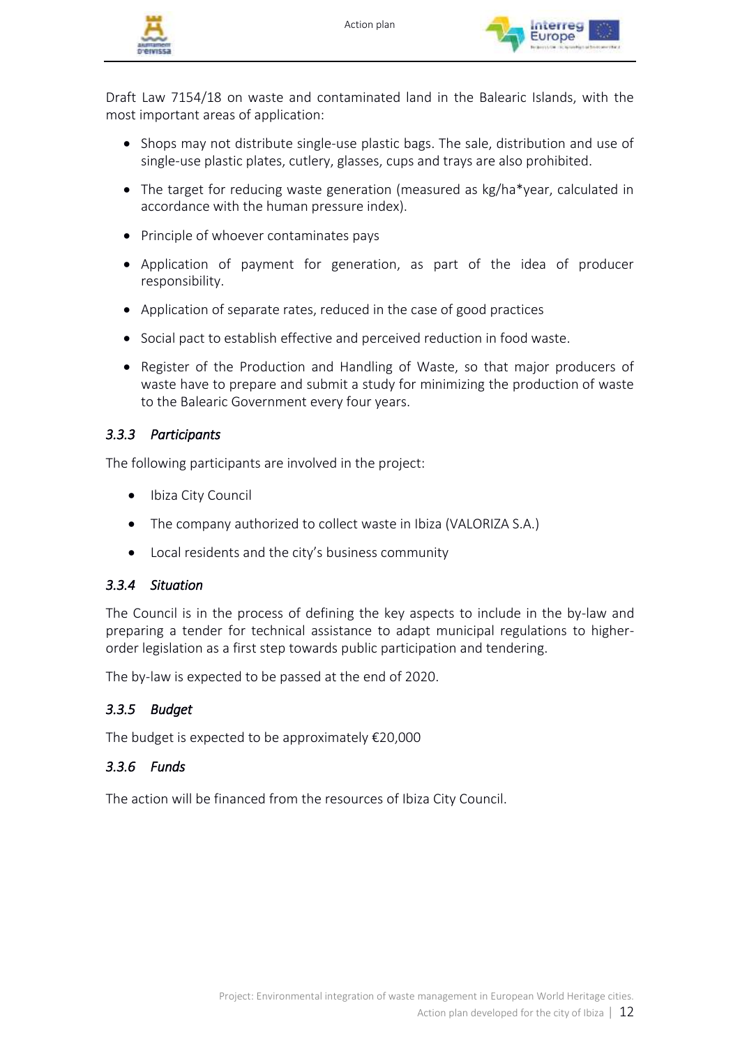Draft Law 7154/18 on waste and contaminated land in the Balearic Islands, with the most important areas of application:

- Shops may not distribute single-use plastic bags. The sale, distribution and use of single-use plastic plates, cutlery, glasses, cups and trays are also prohibited.
- The target for reducing waste generation (measured as kg/ha*year, calculated in accordance with the human pressure index).
- Principle of whoever contaminates pays
- Application of payment for generation, as part of the idea of producer responsibility.
- Application of separate rates, reduced in the case of good practices
- Social pact to establish effective and perceived reduction in food waste.
- Register of the Production and Handling of Waste, so that major producers of waste have to prepare and submit a study for minimizing the production of waste to the Balearic Government every four years.

### *3.3.3 Participants*

The following participants are involved in the project:

- Ibiza City Council
- The company authorized to collect waste in Ibiza (VALORIZA S.A.)
- Local residents and the city's business community

### *3.3.4 Situation*

The Council is in the process of defining the key aspects to include in the by-law and preparing a tender for technical assistance to adapt municipal regulations to higher-order legislation as a first step towards public participation and tendering.

The by-law is expected to be passed at the end of 2020.

### *3.3.5 Budget*

The budget is expected to be approximately €20,000

### *3.3.6 Funds*

The action will be financed from the resources of Ibiza City Council.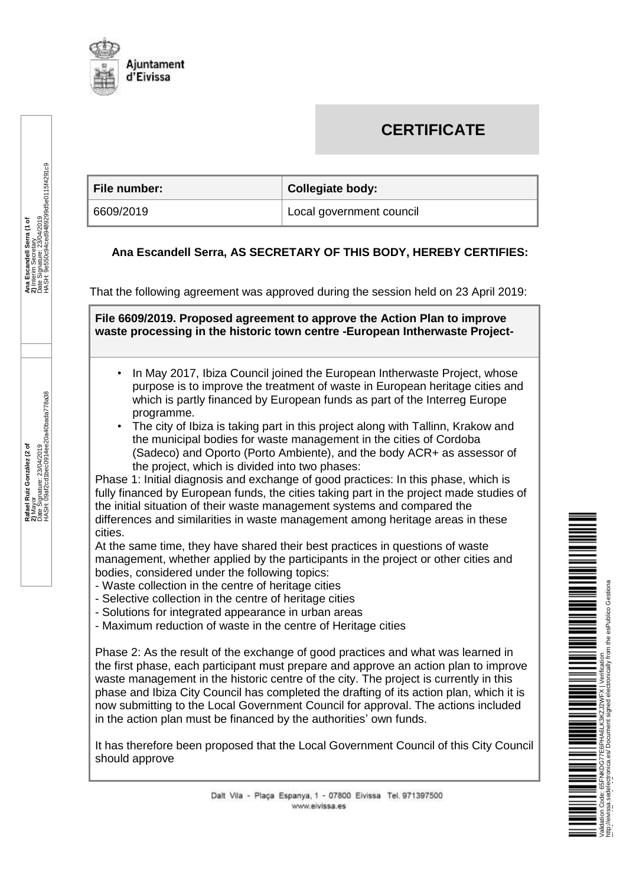Ajuntament d'Eivissa

# CERTIFICATE

| File number: | Collegiate body: |
|---|---|
| 6609/2019 | Local government council |

**Ana Escandell Serra, AS SECRETARY OF THIS BODY, HEREBY CERTIFIES:**

That the following agreement was approved during the session held on 23 April 2019:

**File 6609/2019. Proposed agreement to approve the Action Plan to improve waste processing in the historic town centre -European Intherwaste Project-**

- In May 2017, Ibiza Council joined the European Intherwaste Project, whose purpose is to improve the treatment of waste in European heritage cities and which is partly financed by European funds as part of the Interreg Europe programme.
- The city of Ibiza is taking part in this project along with Tallinn, Krakow and the municipal bodies for waste management in the cities of Cordoba (Sadeco) and Oporto (Porto Ambiente), and the body ACR+ as assessor of the project, which is divided into two phases:

Phase 1: Initial diagnosis and exchange of good practices: In this phase, which is fully financed by European funds, the cities taking part in the project made studies of the initial situation of their waste management systems and compared the differences and similarities in waste management among heritage areas in these cities.

At the same time, they have shared their best practices in questions of waste management, whether applied by the participants in the project or other cities and bodies, considered under the following topics:

- Waste collection in the centre of heritage cities
- Selective collection in the centre of heritage cities
- Solutions for integrated appearance in urban areas
- Maximum reduction of waste in the centre of Heritage cities

Phase 2: As the result of the exchange of good practices and what was learned in the first phase, each participant must prepare and approve an action plan to improve waste management in the historic centre of the city. The project is currently in this phase and Ibiza City Council has completed the drafting of its action plan, which it is now submitting to the Local Government Council for approval. The actions included in the action plan must be financed by the authorities' own funds.

It has therefore been proposed that the Local Government Council of this City Council should approve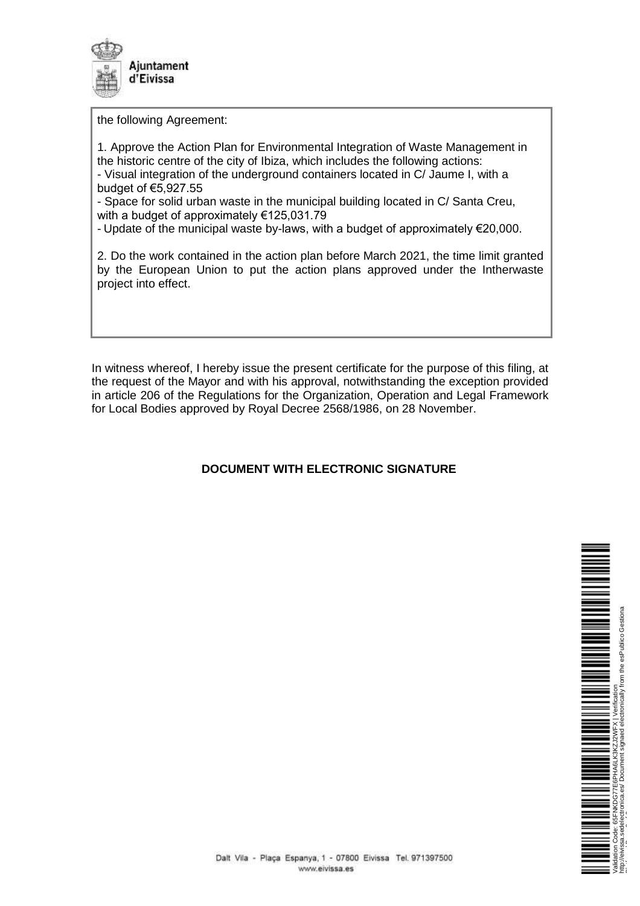the following Agreement:

1. Approve the Action Plan for Environmental Integration of Waste Management in the historic centre of the city of Ibiza, which includes the following actions:
- Visual integration of the underground containers located in C/ Jaume I, with a budget of €5,927.55
- Space for solid urban waste in the municipal building located in C/ Santa Creu, with a budget of approximately €125,031.79
- Update of the municipal waste by-laws, with a budget of approximately €20,000.

2. Do the work contained in the action plan before March 2021, the time limit granted by the European Union to put the action plans approved under the Intherwaste project into effect.

In witness whereof, I hereby issue the present certificate for the purpose of this filing, at the request of the Mayor and with his approval, notwithstanding the exception provided in article 206 of the Regulations for the Organization, Operation and Legal Framework for Local Bodies approved by Royal Decree 2568/1986, on 28 November.

**DOCUMENT WITH ELECTRONIC SIGNATURE**

Validation Code: 65FNKDG77E6PHA6LK3KZJ2WFX | Verification http://eivissa.sedelectronica.es/ Document signed electronically from the esPublico Gestiona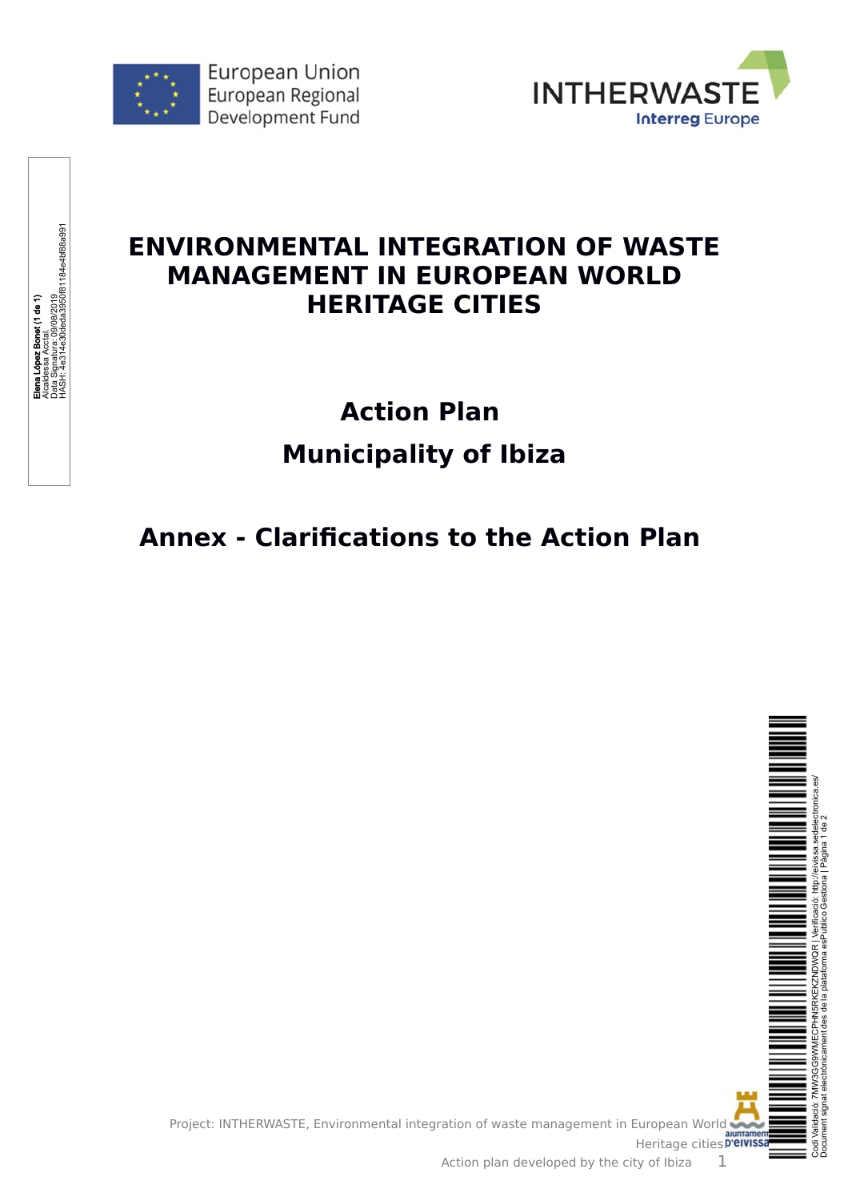# ENVIRONMENTAL INTEGRATION OF WASTE MANAGEMENT IN EUROPEAN WORLD HERITAGE CITIES

## Action Plan

## Municipality of Ibiza

## Annex - Clarifications to the Action Plan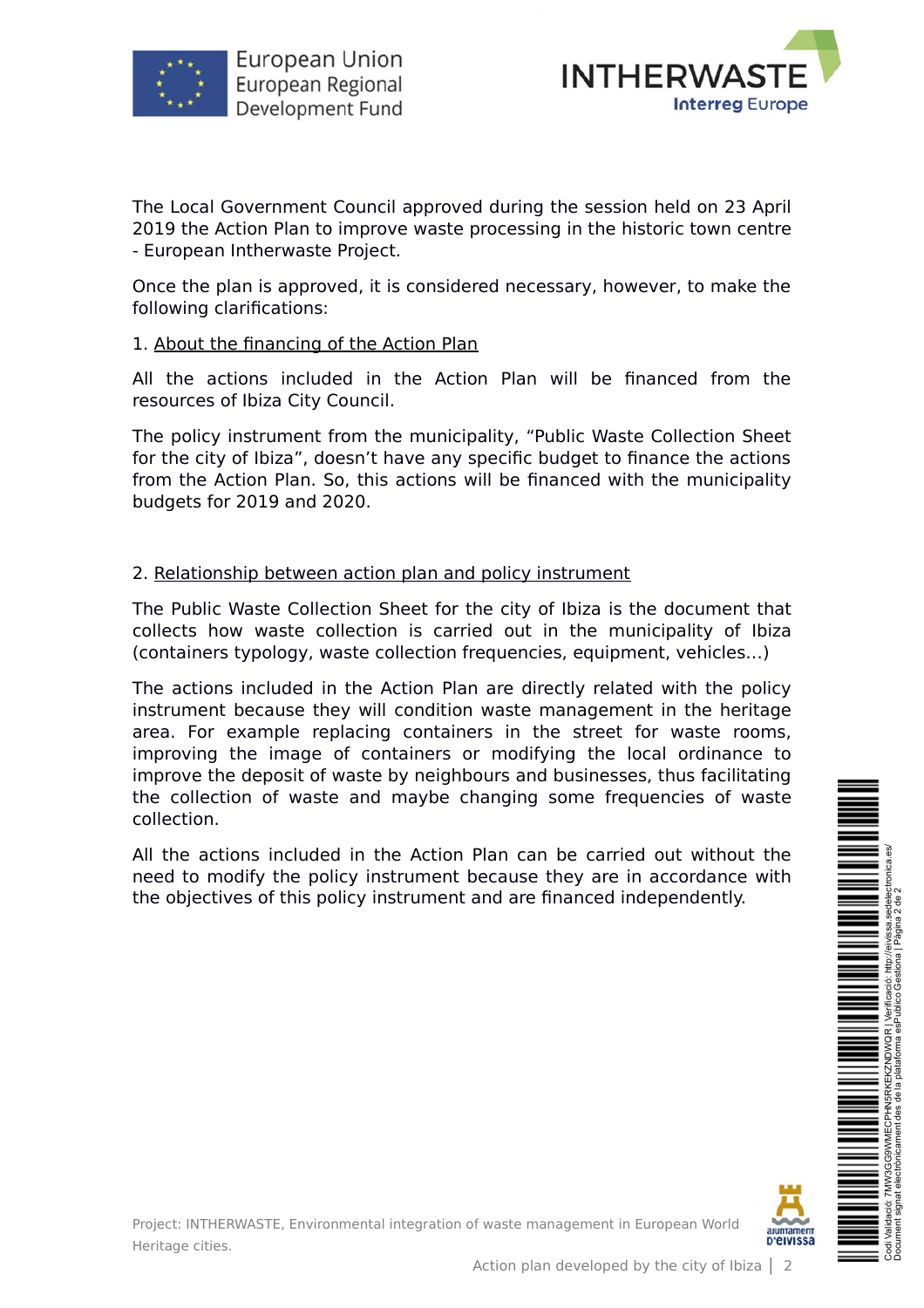The Local Government Council approved during the session held on 23 April 2019 the Action Plan to improve waste processing in the historic town centre - European Intherwaste Project.

Once the plan is approved, it is considered necessary, however, to make the following clarifications:

1. About the financing of the Action Plan

All the actions included in the Action Plan will be financed from the resources of Ibiza City Council.

The policy instrument from the municipality, "Public Waste Collection Sheet for the city of Ibiza", doesn't have any specific budget to finance the actions from the Action Plan. So, this actions will be financed with the municipality budgets for 2019 and 2020.

2. Relationship between action plan and policy instrument

The Public Waste Collection Sheet for the city of Ibiza is the document that collects how waste collection is carried out in the municipality of Ibiza (containers typology, waste collection frequencies, equipment, vehicles...)

The actions included in the Action Plan are directly related with the policy instrument because they will condition waste management in the heritage area. For example replacing containers in the street for waste rooms, improving the image of containers or modifying the local ordinance to improve the deposit of waste by neighbours and businesses, thus facilitating the collection of waste and maybe changing some frequencies of waste collection.

All the actions included in the Action Plan can be carried out without the need to modify the policy instrument because they are in accordance with the objectives of this policy instrument and are financed independently.